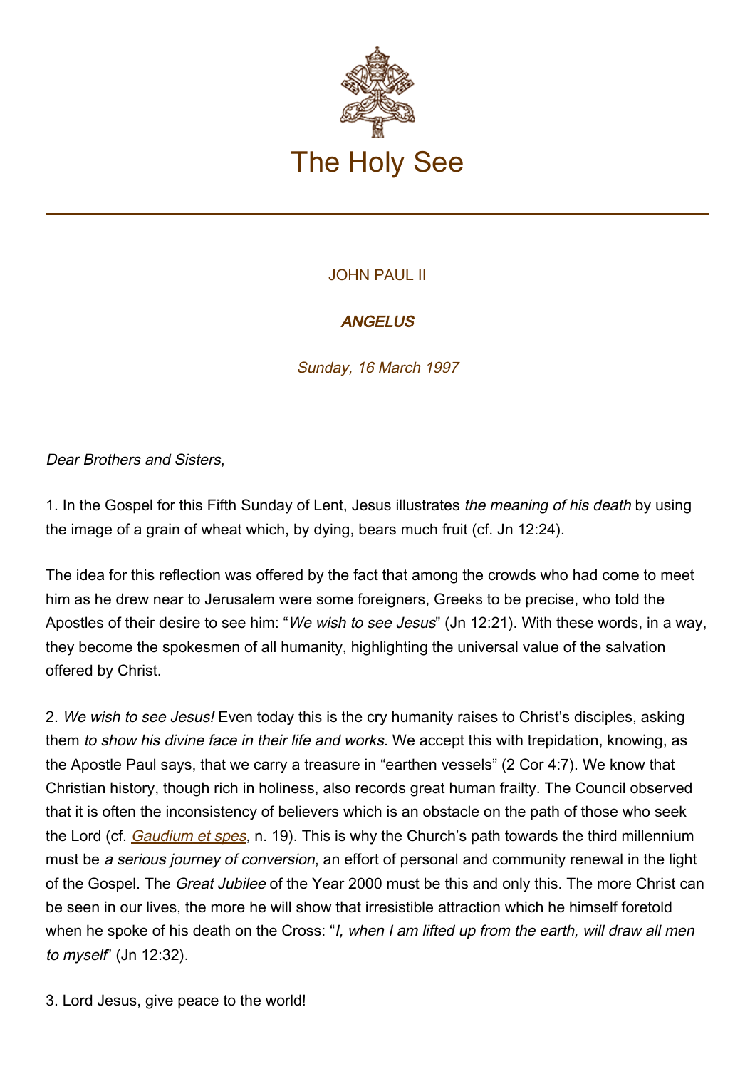# The Holy See

JOHN PAUL II

## *ANGELUS*

*Sunday, 16 March 1997*

*Dear Brothers and Sisters*,

1. In the Gospel for this Fifth Sunday of Lent, Jesus illustrates *the meaning of his death* by using the image of a grain of wheat which, by dying, bears much fruit (cf. Jn 12:24).

The idea for this reflection was offered by the fact that among the crowds who had come to meet him as he drew near to Jerusalem were some foreigners, Greeks to be precise, who told the Apostles of their desire to see him: "*We wish to see Jesus*" (Jn 12:21). With these words, in a way, they become the spokesmen of all humanity, highlighting the universal value of the salvation offered by Christ.

2. *We wish to see Jesus!* Even today this is the cry humanity raises to Christ's disciples, asking them *to show his divine face in their life and works*. We accept this with trepidation, knowing, as the Apostle Paul says, that we carry a treasure in "earthen vessels" (2 Cor 4:7). We know that Christian history, though rich in holiness, also records great human frailty. The Council observed that it is often the inconsistency of believers which is an obstacle on the path of those who seek the Lord (cf. *Gaudium et spes*, n. 19). This is why the Church's path towards the third millennium must be *a serious journey of conversion*, an effort of personal and community renewal in the light of the Gospel. The *Great Jubilee* of the Year 2000 must be this and only this. The more Christ can be seen in our lives, the more he will show that irresistible attraction which he himself foretold when he spoke of his death on the Cross: "*I, when I am lifted up from the earth, will draw all men to myself*" (Jn 12:32).

3. Lord Jesus, give peace to the world!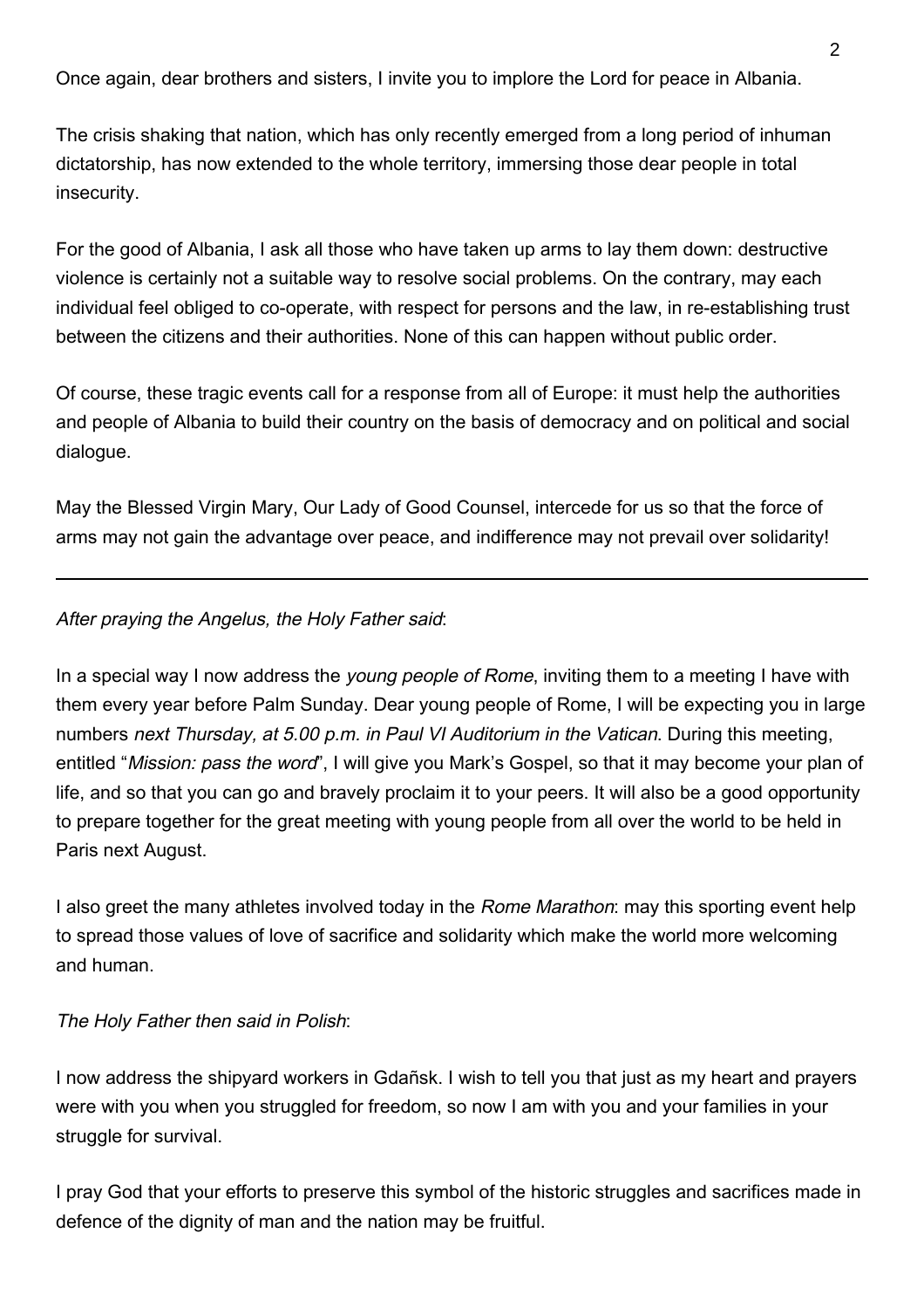Once again, dear brothers and sisters, I invite you to implore the Lord for peace in Albania.

The crisis shaking that nation, which has only recently emerged from a long period of inhuman dictatorship, has now extended to the whole territory, immersing those dear people in total insecurity.

For the good of Albania, I ask all those who have taken up arms to lay them down: destructive violence is certainly not a suitable way to resolve social problems. On the contrary, may each individual feel obliged to co-operate, with respect for persons and the law, in re-establishing trust between the citizens and their authorities. None of this can happen without public order.

Of course, these tragic events call for a response from all of Europe: it must help the authorities and people of Albania to build their country on the basis of democracy and on political and social dialogue.

May the Blessed Virgin Mary, Our Lady of Good Counsel, intercede for us so that the force of arms may not gain the advantage over peace, and indifference may not prevail over solidarity!

---

*After praying the Angelus, the Holy Father said*:

In a special way I now address the *young people of Rome*, inviting them to a meeting I have with them every year before Palm Sunday. Dear young people of Rome, I will be expecting you in large numbers *next Thursday, at 5.00 p.m. in Paul VI Auditorium in the Vatican*. During this meeting, entitled "*Mission: pass the word*", I will give you Mark's Gospel, so that it may become your plan of life, and so that you can go and bravely proclaim it to your peers. It will also be a good opportunity to prepare together for the great meeting with young people from all over the world to be held in Paris next August.

I also greet the many athletes involved today in the *Rome Marathon*: may this sporting event help to spread those values of love of sacrifice and solidarity which make the world more welcoming and human.

*The Holy Father then said in Polish*:

I now address the shipyard workers in Gdañsk. I wish to tell you that just as my heart and prayers were with you when you struggled for freedom, so now I am with you and your families in your struggle for survival.

I pray God that your efforts to preserve this symbol of the historic struggles and sacrifices made in defence of the dignity of man and the nation may be fruitful.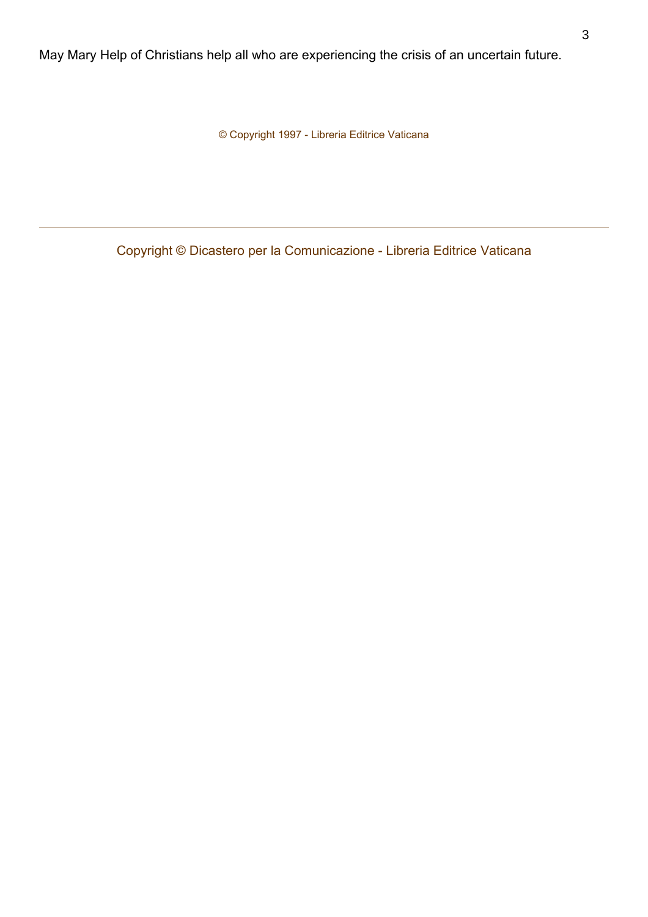May Mary Help of Christians help all who are experiencing the crisis of an uncertain future.

© Copyright 1997 - Libreria Editrice Vaticana

---

Copyright © Dicastero per la Comunicazione - Libreria Editrice Vaticana